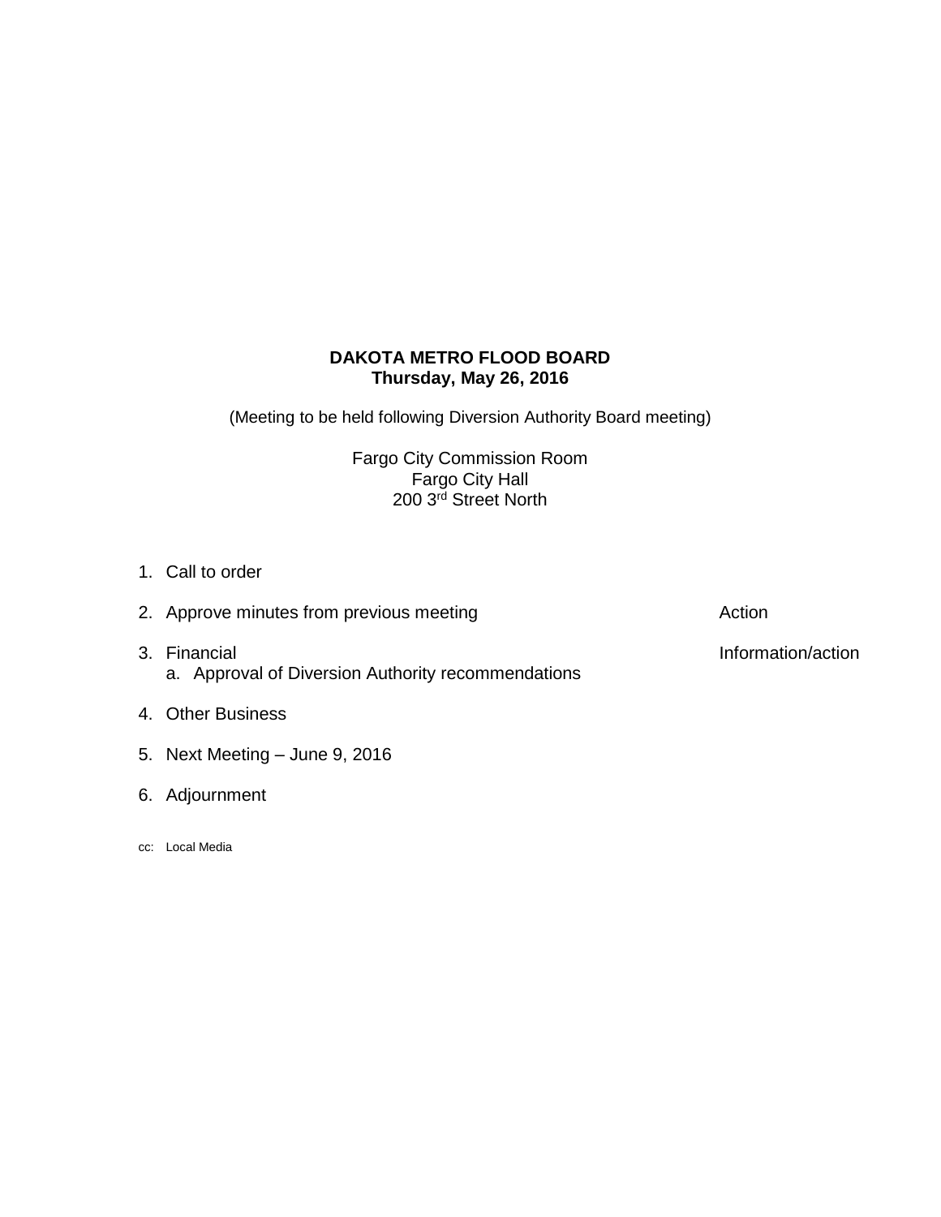**DAKOTA METRO FLOOD BOARD**
**Thursday, May 26, 2016**

(Meeting to be held following Diversion Authority Board meeting)

Fargo City Commission Room
Fargo City Hall
200 3rd Street North

1. Call to order
2. Approve minutes from previous meeting — Action
3. Financial — Information/action
   a. Approval of Diversion Authority recommendations
4. Other Business
5. Next Meeting – June 9, 2016
6. Adjournment

cc: Local Media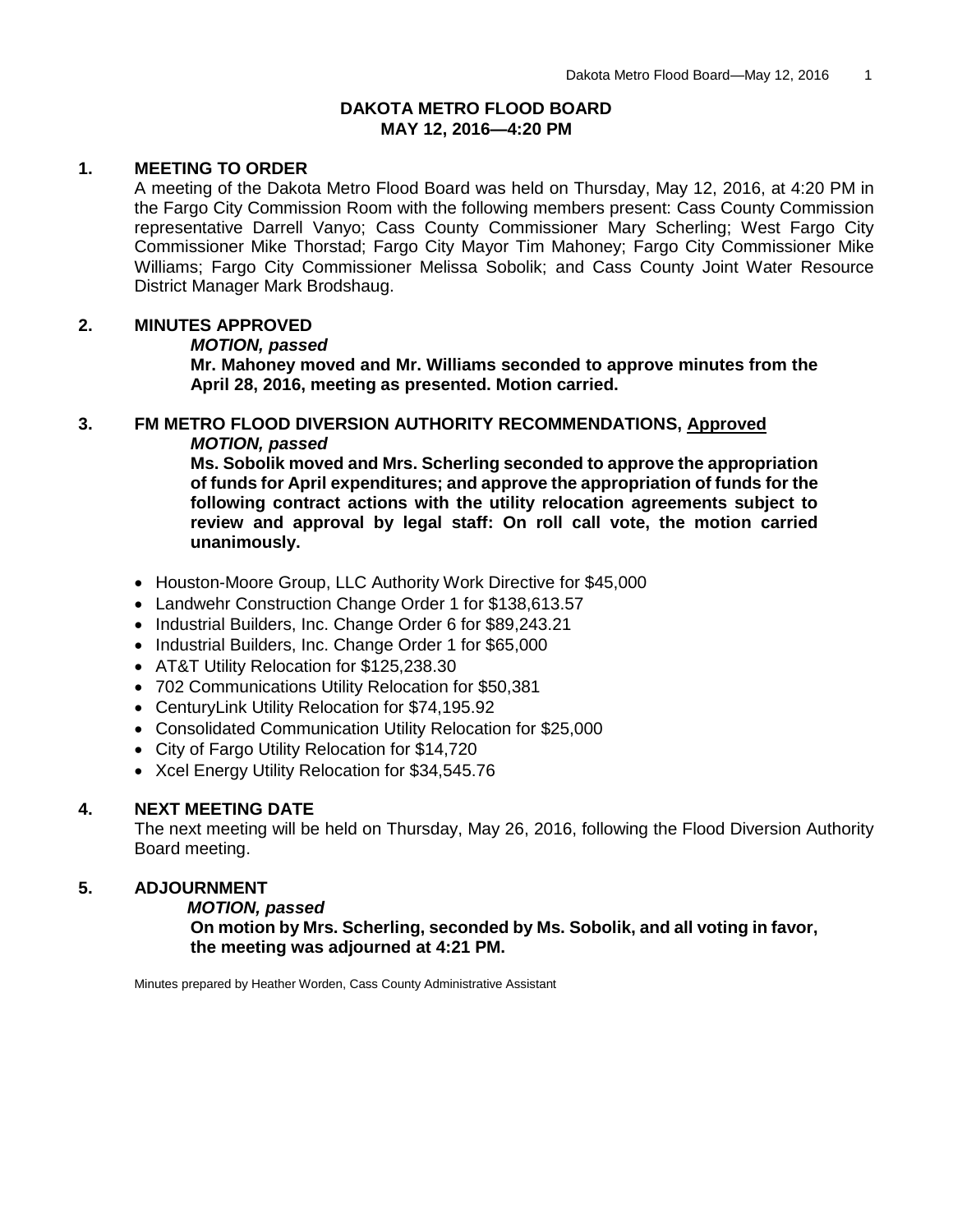# DAKOTA METRO FLOOD BOARD
## MAY 12, 2016—4:20 PM

### 1. MEETING TO ORDER

A meeting of the Dakota Metro Flood Board was held on Thursday, May 12, 2016, at 4:20 PM in the Fargo City Commission Room with the following members present: Cass County Commission representative Darrell Vanyo; Cass County Commissioner Mary Scherling; West Fargo City Commissioner Mike Thorstad; Fargo City Mayor Tim Mahoney; Fargo City Commissioner Mike Williams; Fargo City Commissioner Melissa Sobolik; and Cass County Joint Water Resource District Manager Mark Brodshaug.

### 2. MINUTES APPROVED

***MOTION, passed***

**Mr. Mahoney moved and Mr. Williams seconded to approve minutes from the April 28, 2016, meeting as presented. Motion carried.**

### 3. FM METRO FLOOD DIVERSION AUTHORITY RECOMMENDATIONS, Approved

***MOTION, passed***

**Ms. Sobolik moved and Mrs. Scherling seconded to approve the appropriation of funds for April expenditures; and approve the appropriation of funds for the following contract actions with the utility relocation agreements subject to review and approval by legal staff: On roll call vote, the motion carried unanimously.**

- Houston-Moore Group, LLC Authority Work Directive for $45,000
- Landwehr Construction Change Order 1 for $138,613.57
- Industrial Builders, Inc. Change Order 6 for $89,243.21
- Industrial Builders, Inc. Change Order 1 for $65,000
- AT&T Utility Relocation for $125,238.30
- 702 Communications Utility Relocation for $50,381
- CenturyLink Utility Relocation for $74,195.92
- Consolidated Communication Utility Relocation for $25,000
- City of Fargo Utility Relocation for $14,720
- Xcel Energy Utility Relocation for $34,545.76

### 4. NEXT MEETING DATE

The next meeting will be held on Thursday, May 26, 2016, following the Flood Diversion Authority Board meeting.

### 5. ADJOURNMENT

***MOTION, passed***

**On motion by Mrs. Scherling, seconded by Ms. Sobolik, and all voting in favor, the meeting was adjourned at 4:21 PM.**

Minutes prepared by Heather Worden, Cass County Administrative Assistant